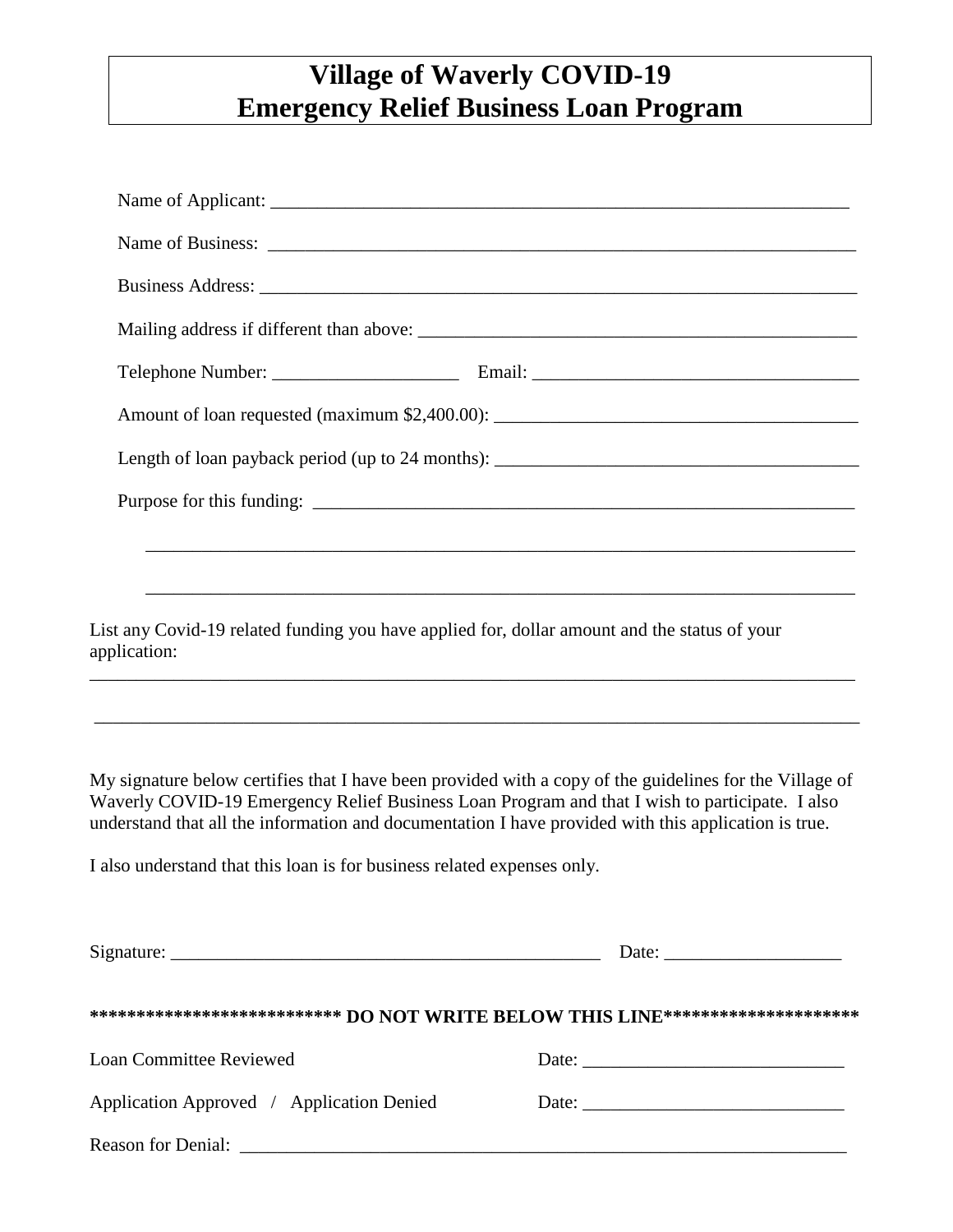# Village of Waverly COVID-19
# Emergency Relief Business Loan Program

Name of Applicant: ___________________________________________________________

Name of Business: ___________________________________________________________

Business Address: ___________________________________________________________

Mailing address if different than above: ___________________________________________

Telephone Number: ____________________ Email: ___________________________________

Amount of loan requested (maximum $2,400.00): _____________________________________

Length of loan payback period (up to 24 months): ____________________________________

Purpose for this funding: _______________________________________________________

_____________________________________________________________________________

_____________________________________________________________________________

List any Covid-19 related funding you have applied for, dollar amount and the status of your application:

_____________________________________________________________________________

_____________________________________________________________________________

My signature below certifies that I have been provided with a copy of the guidelines for the Village of Waverly COVID-19 Emergency Relief Business Loan Program and that I wish to participate. I also understand that all the information and documentation I have provided with this application is true.

I also understand that this loan is for business related expenses only.

Signature: _______________________________________________ Date: ___________________

**************************** DO NOT WRITE BELOW THIS LINE*********************

Loan Committee Reviewed Date: ____________________________

Application Approved / Application Denied Date: ____________________________

Reason for Denial: ___________________________________________________________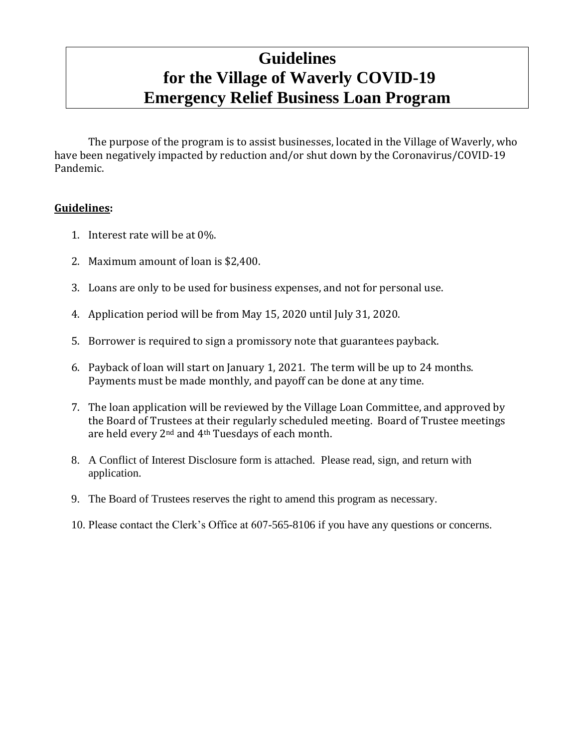# Guidelines for the Village of Waverly COVID-19 Emergency Relief Business Loan Program

The purpose of the program is to assist businesses, located in the Village of Waverly, who have been negatively impacted by reduction and/or shut down by the Coronavirus/COVID-19 Pandemic.

**Guidelines:**

1. Interest rate will be at 0%.
2. Maximum amount of loan is $2,400.
3. Loans are only to be used for business expenses, and not for personal use.
4. Application period will be from May 15, 2020 until July 31, 2020.
5. Borrower is required to sign a promissory note that guarantees payback.
6. Payback of loan will start on January 1, 2021. The term will be up to 24 months. Payments must be made monthly, and payoff can be done at any time.
7. The loan application will be reviewed by the Village Loan Committee, and approved by the Board of Trustees at their regularly scheduled meeting. Board of Trustee meetings are held every 2nd and 4th Tuesdays of each month.
8. A Conflict of Interest Disclosure form is attached. Please read, sign, and return with application.
9. The Board of Trustees reserves the right to amend this program as necessary.
10. Please contact the Clerk's Office at 607-565-8106 if you have any questions or concerns.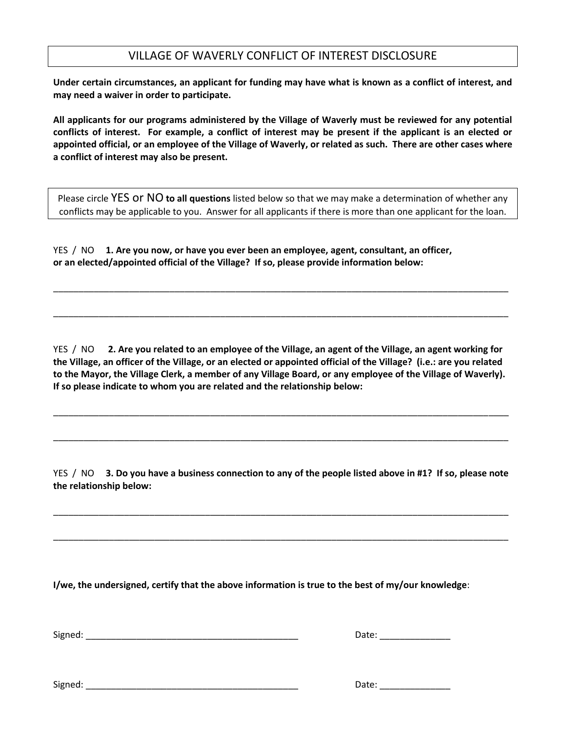# VILLAGE OF WAVERLY CONFLICT OF INTEREST DISCLOSURE

**Under certain circumstances, an applicant for funding may have what is known as a conflict of interest, and may need a waiver in order to participate.**

**All applicants for our programs administered by the Village of Waverly must be reviewed for any potential conflicts of interest. For example, a conflict of interest may be present if the applicant is an elected or appointed official, or an employee of the Village of Waverly, or related as such. There are other cases where a conflict of interest may also be present.**

Please circle YES or NO **to all questions** listed below so that we may make a determination of whether any conflicts may be applicable to you. Answer for all applicants if there is more than one applicant for the loan.

YES / NO **1. Are you now, or have you ever been an employee, agent, consultant, an officer, or an elected/appointed official of the Village? If so, please provide information below:**

_______________________________________________________________________________________

_______________________________________________________________________________________

YES / NO **2. Are you related to an employee of the Village, an agent of the Village, an agent working for the Village, an officer of the Village, or an elected or appointed official of the Village? (i.e.: are you related to the Mayor, the Village Clerk, a member of any Village Board, or any employee of the Village of Waverly). If so please indicate to whom you are related and the relationship below:**

_______________________________________________________________________________________

_______________________________________________________________________________________

YES / NO **3. Do you have a business connection to any of the people listed above in #1? If so, please note the relationship below:**

_______________________________________________________________________________________

_______________________________________________________________________________________

**I/we, the undersigned, certify that the above information is true to the best of my/our knowledge**:

Signed: ___________________________________________ Date: ______________

Signed: ___________________________________________ Date: ______________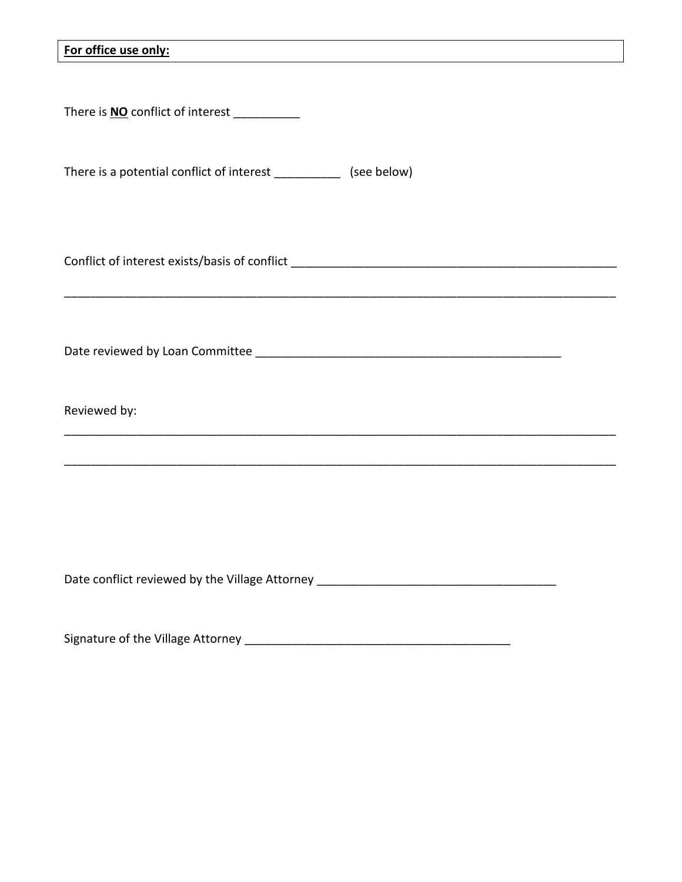**For office use only:**

There is **NO** conflict of interest __________

There is a potential conflict of interest __________ (see below)

Conflict of interest exists/basis of conflict ___________________________________________________

_____________________________________________________________________________________

Date reviewed by Loan Committee ________________________________________________

Reviewed by:

_____________________________________________________________________________________

_____________________________________________________________________________________

Date conflict reviewed by the Village Attorney ______________________________________

Signature of the Village Attorney __________________________________________